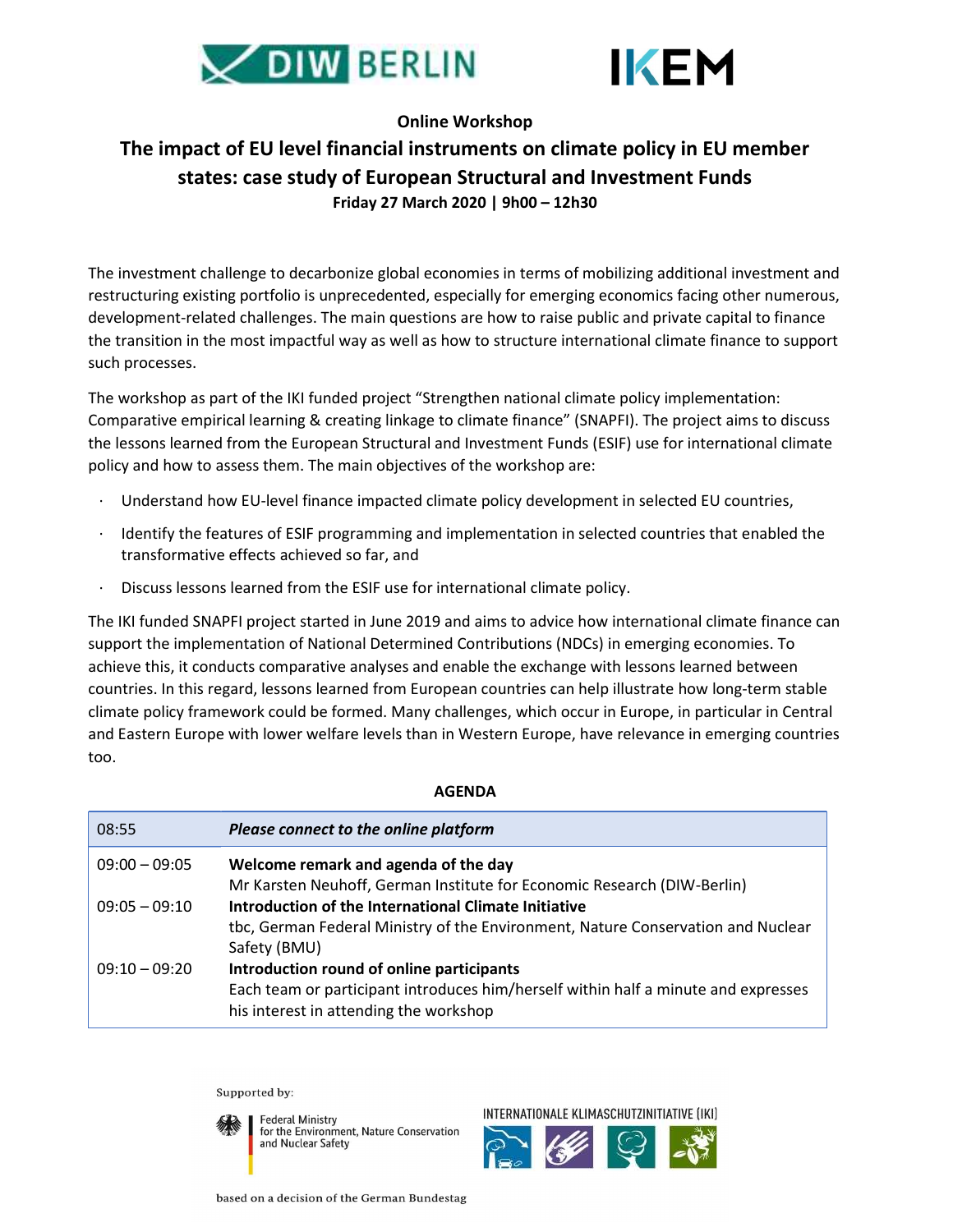**Online Workshop**

# The impact of EU level financial instruments on climate policy in EU member states: case study of European Structural and Investment Funds

**Friday 27 March 2020 | 9h00 – 12h30**

The investment challenge to decarbonize global economies in terms of mobilizing additional investment and restructuring existing portfolio is unprecedented, especially for emerging economics facing other numerous, development-related challenges. The main questions are how to raise public and private capital to finance the transition in the most impactful way as well as how to structure international climate finance to support such processes.

The workshop as part of the IKI funded project "Strengthen national climate policy implementation: Comparative empirical learning & creating linkage to climate finance" (SNAPFI). The project aims to discuss the lessons learned from the European Structural and Investment Funds (ESIF) use for international climate policy and how to assess them. The main objectives of the workshop are:

- Understand how EU-level finance impacted climate policy development in selected EU countries,
- Identify the features of ESIF programming and implementation in selected countries that enabled the transformative effects achieved so far, and
- Discuss lessons learned from the ESIF use for international climate policy.

The IKI funded SNAPFI project started in June 2019 and aims to advice how international climate finance can support the implementation of National Determined Contributions (NDCs) in emerging economies. To achieve this, it conducts comparative analyses and enable the exchange with lessons learned between countries. In this regard, lessons learned from European countries can help illustrate how long-term stable climate policy framework could be formed. Many challenges, which occur in Europe, in particular in Central and Eastern Europe with lower welfare levels than in Western Europe, have relevance in emerging countries too.

**AGENDA**

| 08:55 | ***Please connect to the online platform*** |
|---|---|
| 09:00 – 09:05 | **Welcome remark and agenda of the day**<br>Mr Karsten Neuhoff, German Institute for Economic Research (DIW-Berlin) |
| 09:05 – 09:10 | **Introduction of the International Climate Initiative**<br>tbc, German Federal Ministry of the Environment, Nature Conservation and Nuclear Safety (BMU) |
| 09:10 – 09:20 | **Introduction round of online participants**<br>Each team or participant introduces him/herself within half a minute and expresses his interest in attending the workshop |

Supported by:

Federal Ministry for the Environment, Nature Conservation and Nuclear Safety

INTERNATIONALE KLIMASCHUTZINITIATIVE (IKI)

based on a decision of the German Bundestag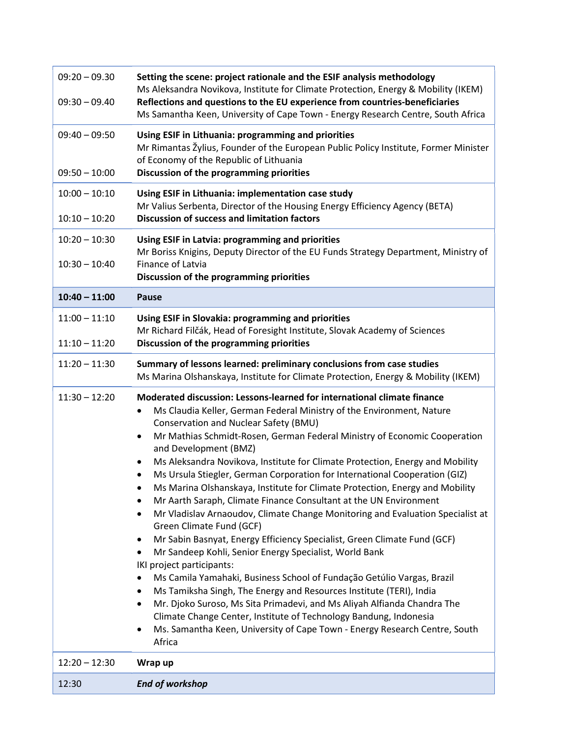| | |
|---|---|
| 09:20 – 09.30<br><br>09:30 – 09.40 | **Setting the scene: project rationale and the ESIF analysis methodology**<br>Ms Aleksandra Novikova, Institute for Climate Protection, Energy & Mobility (IKEM)<br>**Reflections and questions to the EU experience from countries-beneficiaries**<br>Ms Samantha Keen, University of Cape Town - Energy Research Centre, South Africa |
| 09:40 – 09:50<br><br>09:50 – 10:00 | **Using ESIF in Lithuania: programming and priorities**<br>Mr Rimantas Žylius, Founder of the European Public Policy Institute, Former Minister of Economy of the Republic of Lithuania<br>**Discussion of the programming priorities** |
| 10:00 – 10:10<br><br>10:10 – 10:20 | **Using ESIF in Lithuania: implementation case study**<br>Mr Valius Serbenta, Director of the Housing Energy Efficiency Agency (BETA)<br>**Discussion of success and limitation factors** |
| 10:20 – 10:30<br><br>10:30 – 10:40 | **Using ESIF in Latvia: programming and priorities**<br>Mr Boriss Knigins, Deputy Director of the EU Funds Strategy Department, Ministry of Finance of Latvia<br>**Discussion of the programming priorities** |
| **10:40 – 11:00** | **Pause** |
| 11:00 – 11:10<br><br>11:10 – 11:20 | **Using ESIF in Slovakia: programming and priorities**<br>Mr Richard Filčák, Head of Foresight Institute, Slovak Academy of Sciences<br>**Discussion of the programming priorities** |
| 11:20 – 11:30 | **Summary of lessons learned: preliminary conclusions from case studies**<br>Ms Marina Olshanskaya, Institute for Climate Protection, Energy & Mobility (IKEM) |
| 11:30 – 12:20 | **Moderated discussion: Lessons-learned for international climate finance**<br>• Ms Claudia Keller, German Federal Ministry of the Environment, Nature Conservation and Nuclear Safety (BMU)<br>• Mr Mathias Schmidt-Rosen, German Federal Ministry of Economic Cooperation and Development (BMZ)<br>• Ms Aleksandra Novikova, Institute for Climate Protection, Energy and Mobility<br>• Ms Ursula Stiegler, German Corporation for International Cooperation (GIZ)<br>• Ms Marina Olshanskaya, Institute for Climate Protection, Energy and Mobility<br>• Mr Aarth Saraph, Climate Finance Consultant at the UN Environment<br>• Mr Vladislav Arnaoudov, Climate Change Monitoring and Evaluation Specialist at Green Climate Fund (GCF)<br>• Mr Sabin Basnyat, Energy Efficiency Specialist, Green Climate Fund (GCF)<br>• Mr Sandeep Kohli, Senior Energy Specialist, World Bank<br>IKI project participants:<br>• Ms Camila Yamahaki, Business School of Fundação Getúlio Vargas, Brazil<br>• Ms Tamiksha Singh, The Energy and Resources Institute (TERI), India<br>• Mr. Djoko Suroso, Ms Sita Primadevi, and Ms Aliyah Alfianda Chandra The Climate Change Center, Institute of Technology Bandung, Indonesia<br>• Ms. Samantha Keen, University of Cape Town - Energy Research Centre, South Africa |
| 12:20 – 12:30 | **Wrap up** |
| 12:30 | ***End of workshop*** |